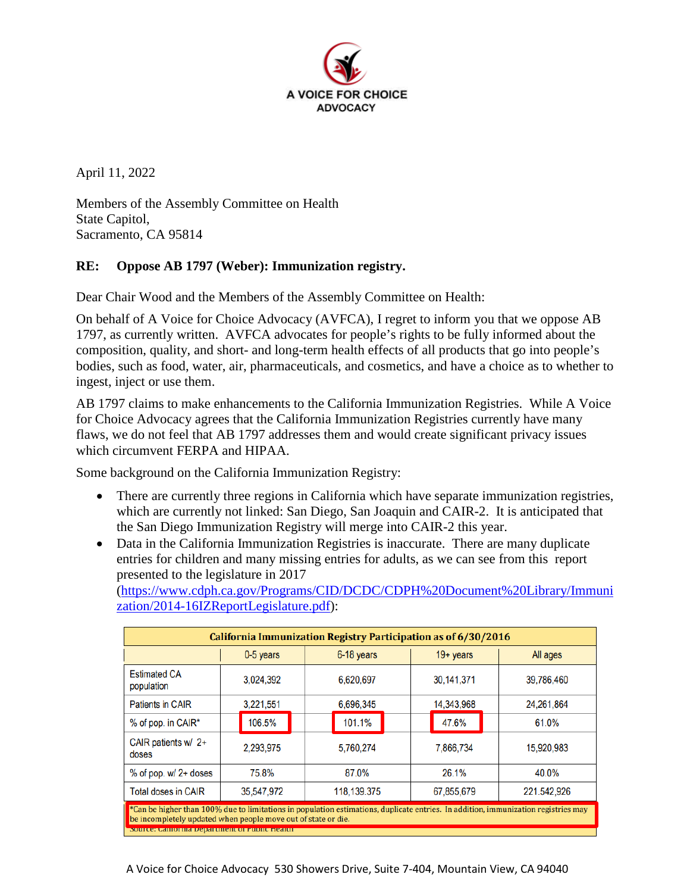A VOICE FOR CHOICE ADVOCACY

April 11, 2022

Members of the Assembly Committee on Health
State Capitol,
Sacramento, CA 95814

**RE: Oppose AB 1797 (Weber): Immunization registry.**

Dear Chair Wood and the Members of the Assembly Committee on Health:

On behalf of A Voice for Choice Advocacy (AVFCA), I regret to inform you that we oppose AB 1797, as currently written. AVFCA advocates for people's rights to be fully informed about the composition, quality, and short- and long-term health effects of all products that go into people's bodies, such as food, water, air, pharmaceuticals, and cosmetics, and have a choice as to whether to ingest, inject or use them.

AB 1797 claims to make enhancements to the California Immunization Registries. While A Voice for Choice Advocacy agrees that the California Immunization Registries currently have many flaws, we do not feel that AB 1797 addresses them and would create significant privacy issues which circumvent FERPA and HIPAA.

Some background on the California Immunization Registry:

- There are currently three regions in California which have separate immunization registries, which are currently not linked: San Diego, San Joaquin and CAIR-2. It is anticipated that the San Diego Immunization Registry will merge into CAIR-2 this year.
- Data in the California Immunization Registries is inaccurate. There are many duplicate entries for children and many missing entries for adults, as we can see from this report presented to the legislature in 2017 (https://www.cdph.ca.gov/Programs/CID/DCDC/CDPH%20Document%20Library/Immunization/2014-16IZReportLegislature.pdf):

**California Immunization Registry Participation as of 6/30/2016**

| | 0-5 years | 6-18 years | 19+ years | All ages |
|---|---|---|---|---|
| Estimated CA population | 3,024,392 | 6,620,697 | 30,141,371 | 39,786,460 |
| Patients in CAIR | 3,221,551 | 6,696,345 | 14,343,968 | 24,261,864 |
| % of pop. in CAIR* | 106.5% | 101.1% | 47.6% | 61.0% |
| CAIR patients w/ 2+ doses | 2,293,975 | 5,760,274 | 7,866,734 | 15,920,983 |
| % of pop. w/ 2+ doses | 75.8% | 87.0% | 26.1% | 40.0% |
| Total doses in CAIR | 35,547,972 | 118,139,375 | 67,855,679 | 221,542,926 |

*Can be higher than 100% due to limitations in population estimations, duplicate entries. In addition, immunization registries may be incompletely updated when people move out of state or die.
Source: California Department of Public Health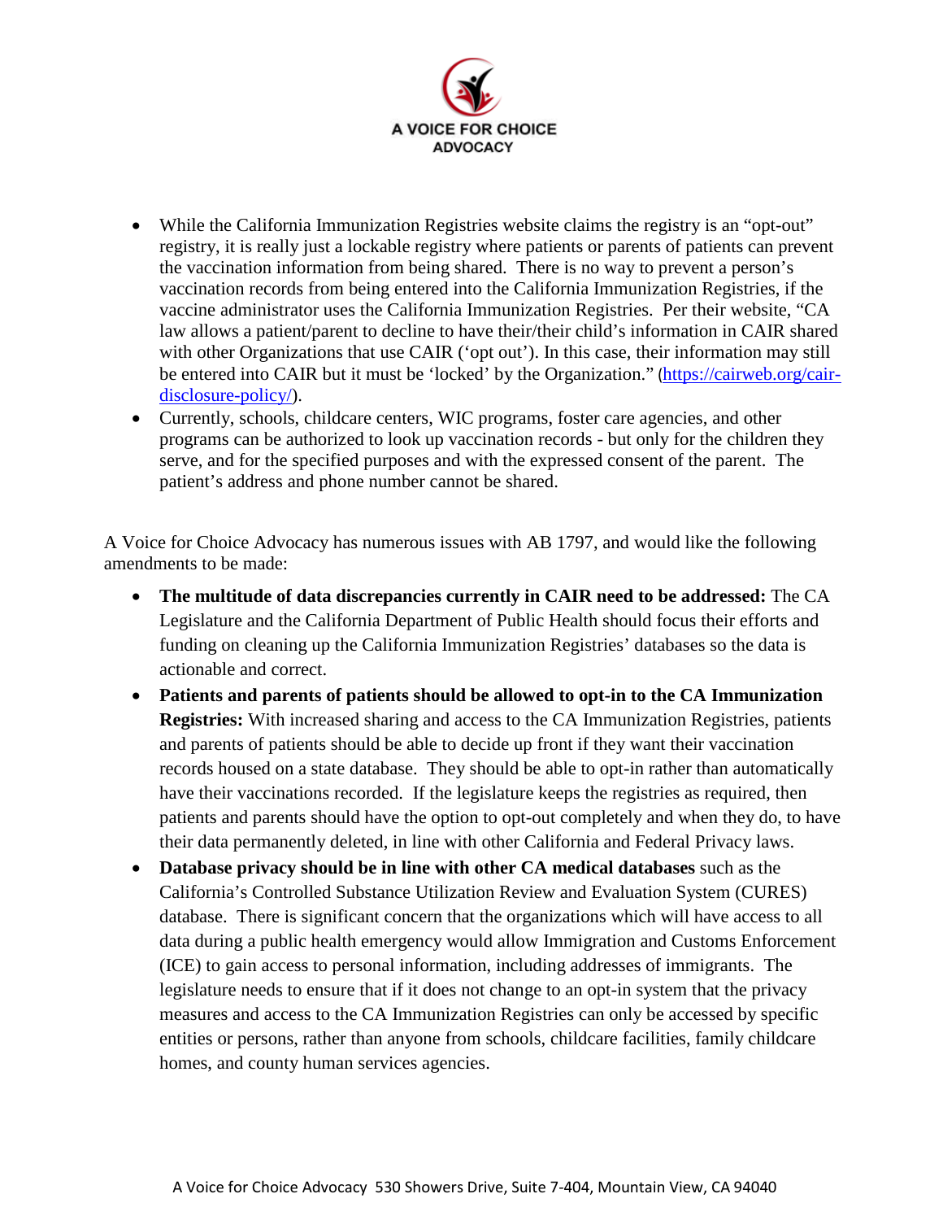- While the California Immunization Registries website claims the registry is an "opt-out" registry, it is really just a lockable registry where patients or parents of patients can prevent the vaccination information from being shared. There is no way to prevent a person's vaccination records from being entered into the California Immunization Registries, if the vaccine administrator uses the California Immunization Registries. Per their website, "CA law allows a patient/parent to decline to have their/their child's information in CAIR shared with other Organizations that use CAIR ('opt out'). In this case, their information may still be entered into CAIR but it must be 'locked' by the Organization." ([https://cairweb.org/cair-disclosure-policy/](https://cairweb.org/cair-disclosure-policy/)).
- Currently, schools, childcare centers, WIC programs, foster care agencies, and other programs can be authorized to look up vaccination records - but only for the children they serve, and for the specified purposes and with the expressed consent of the parent. The patient's address and phone number cannot be shared.

A Voice for Choice Advocacy has numerous issues with AB 1797, and would like the following amendments to be made:

- **The multitude of data discrepancies currently in CAIR need to be addressed:** The CA Legislature and the California Department of Public Health should focus their efforts and funding on cleaning up the California Immunization Registries' databases so the data is actionable and correct.
- **Patients and parents of patients should be allowed to opt-in to the CA Immunization Registries:** With increased sharing and access to the CA Immunization Registries, patients and parents of patients should be able to decide up front if they want their vaccination records housed on a state database. They should be able to opt-in rather than automatically have their vaccinations recorded. If the legislature keeps the registries as required, then patients and parents should have the option to opt-out completely and when they do, to have their data permanently deleted, in line with other California and Federal Privacy laws.
- **Database privacy should be in line with other CA medical databases** such as the California's Controlled Substance Utilization Review and Evaluation System (CURES) database. There is significant concern that the organizations which will have access to all data during a public health emergency would allow Immigration and Customs Enforcement (ICE) to gain access to personal information, including addresses of immigrants. The legislature needs to ensure that if it does not change to an opt-in system that the privacy measures and access to the CA Immunization Registries can only be accessed by specific entities or persons, rather than anyone from schools, childcare facilities, family childcare homes, and county human services agencies.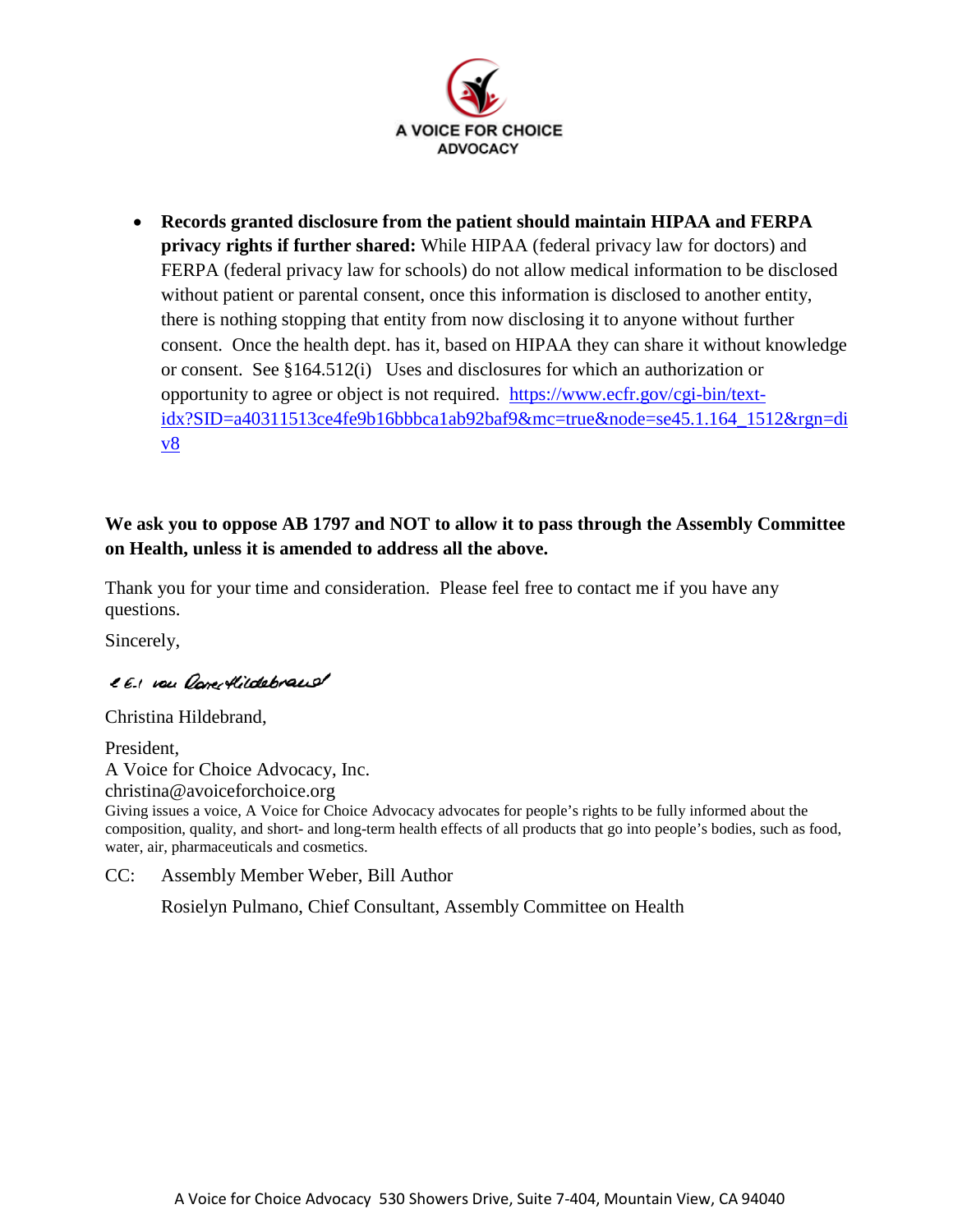A VOICE FOR CHOICE ADVOCACY

- **Records granted disclosure from the patient should maintain HIPAA and FERPA privacy rights if further shared:** While HIPAA (federal privacy law for doctors) and FERPA (federal privacy law for schools) do not allow medical information to be disclosed without patient or parental consent, once this information is disclosed to another entity, there is nothing stopping that entity from now disclosing it to anyone without further consent. Once the health dept. has it, based on HIPAA they can share it without knowledge or consent. See §164.512(i) Uses and disclosures for which an authorization or opportunity to agree or object is not required. https://www.ecfr.gov/cgi-bin/text-idx?SID=a40311513ce4fe9b16bbbca1ab92baf9&mc=true&node=se45.1.164_1512&rgn=div8

**We ask you to oppose AB 1797 and NOT to allow it to pass through the Assembly Committee on Health, unless it is amended to address all the above.**

Thank you for your time and consideration. Please feel free to contact me if you have any questions.

Sincerely,

Christina Hildebrand,

President,
A Voice for Choice Advocacy, Inc.
christina@avoiceforchoice.org
Giving issues a voice, A Voice for Choice Advocacy advocates for people's rights to be fully informed about the composition, quality, and short- and long-term health effects of all products that go into people's bodies, such as food, water, air, pharmaceuticals and cosmetics.

CC: Assembly Member Weber, Bill Author

Rosielyn Pulmano, Chief Consultant, Assembly Committee on Health

A Voice for Choice Advocacy 530 Showers Drive, Suite 7-404, Mountain View, CA 94040